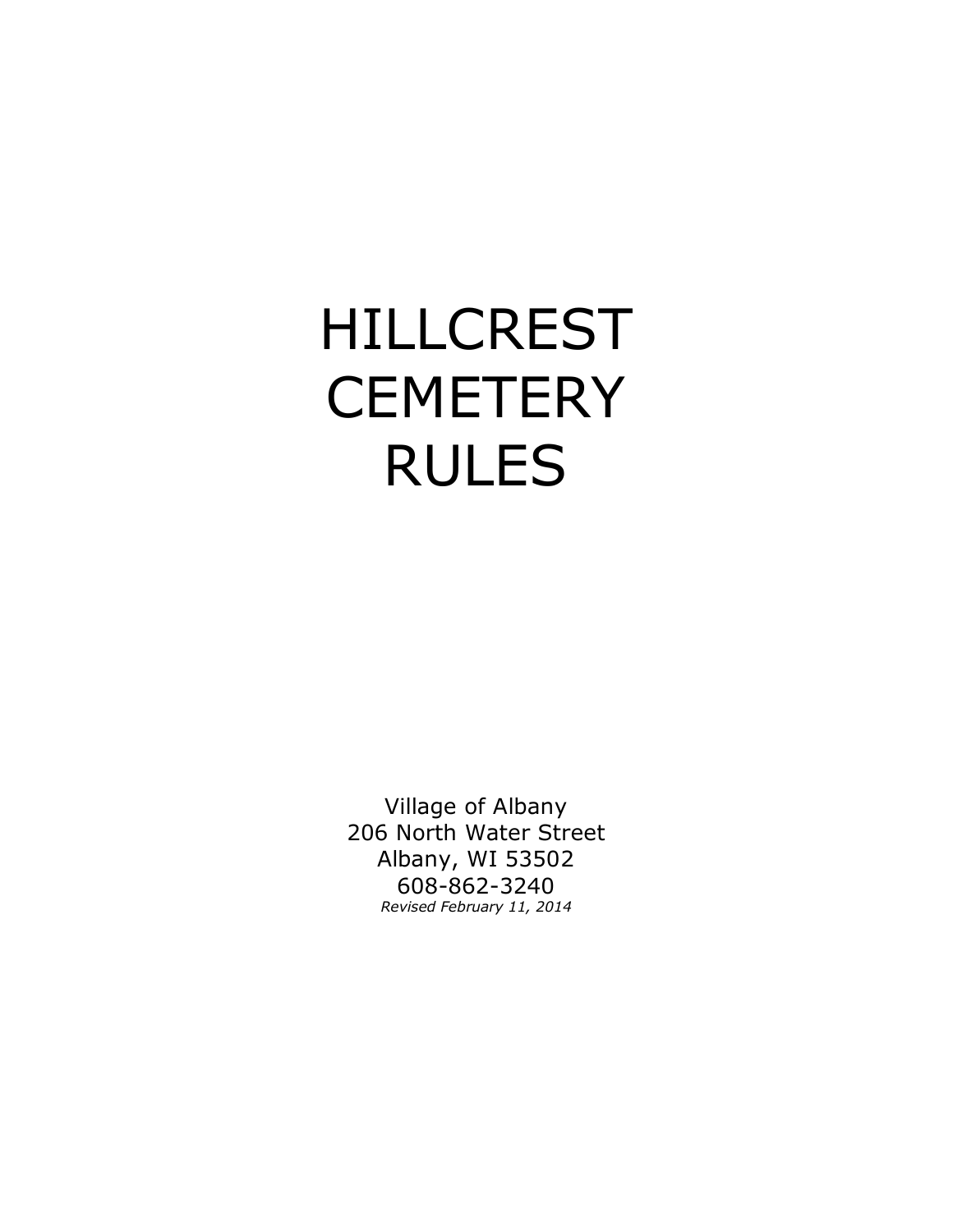# HILLCREST CEMETERY RULES

Village of Albany
206 North Water Street
Albany, WI 53502
608-862-3240
*Revised February 11, 2014*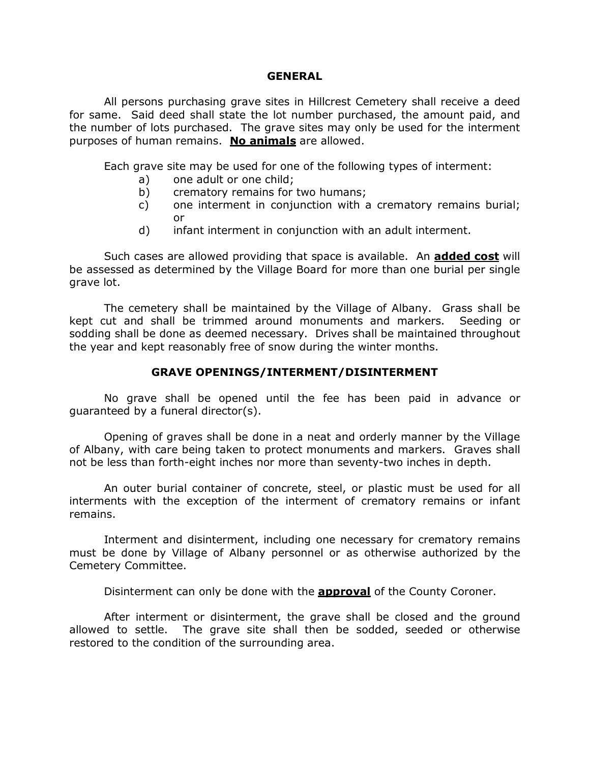## GENERAL

All persons purchasing grave sites in Hillcrest Cemetery shall receive a deed for same. Said deed shall state the lot number purchased, the amount paid, and the number of lots purchased. The grave sites may only be used for the interment purposes of human remains. **<u>No animals</u>** are allowed.

Each grave site may be used for one of the following types of interment:

a) one adult or one child;
b) crematory remains for two humans;
c) one interment in conjunction with a crematory remains burial; or
d) infant interment in conjunction with an adult interment.

Such cases are allowed providing that space is available. An **<u>added cost</u>** will be assessed as determined by the Village Board for more than one burial per single grave lot.

The cemetery shall be maintained by the Village of Albany. Grass shall be kept cut and shall be trimmed around monuments and markers. Seeding or sodding shall be done as deemed necessary. Drives shall be maintained throughout the year and kept reasonably free of snow during the winter months.

## GRAVE OPENINGS/INTERMENT/DISINTERMENT

No grave shall be opened until the fee has been paid in advance or guaranteed by a funeral director(s).

Opening of graves shall be done in a neat and orderly manner by the Village of Albany, with care being taken to protect monuments and markers. Graves shall not be less than forth-eight inches nor more than seventy-two inches in depth.

An outer burial container of concrete, steel, or plastic must be used for all interments with the exception of the interment of crematory remains or infant remains.

Interment and disinterment, including one necessary for crematory remains must be done by Village of Albany personnel or as otherwise authorized by the Cemetery Committee.

Disinterment can only be done with the **<u>approval</u>** of the County Coroner.

After interment or disinterment, the grave shall be closed and the ground allowed to settle. The grave site shall then be sodded, seeded or otherwise restored to the condition of the surrounding area.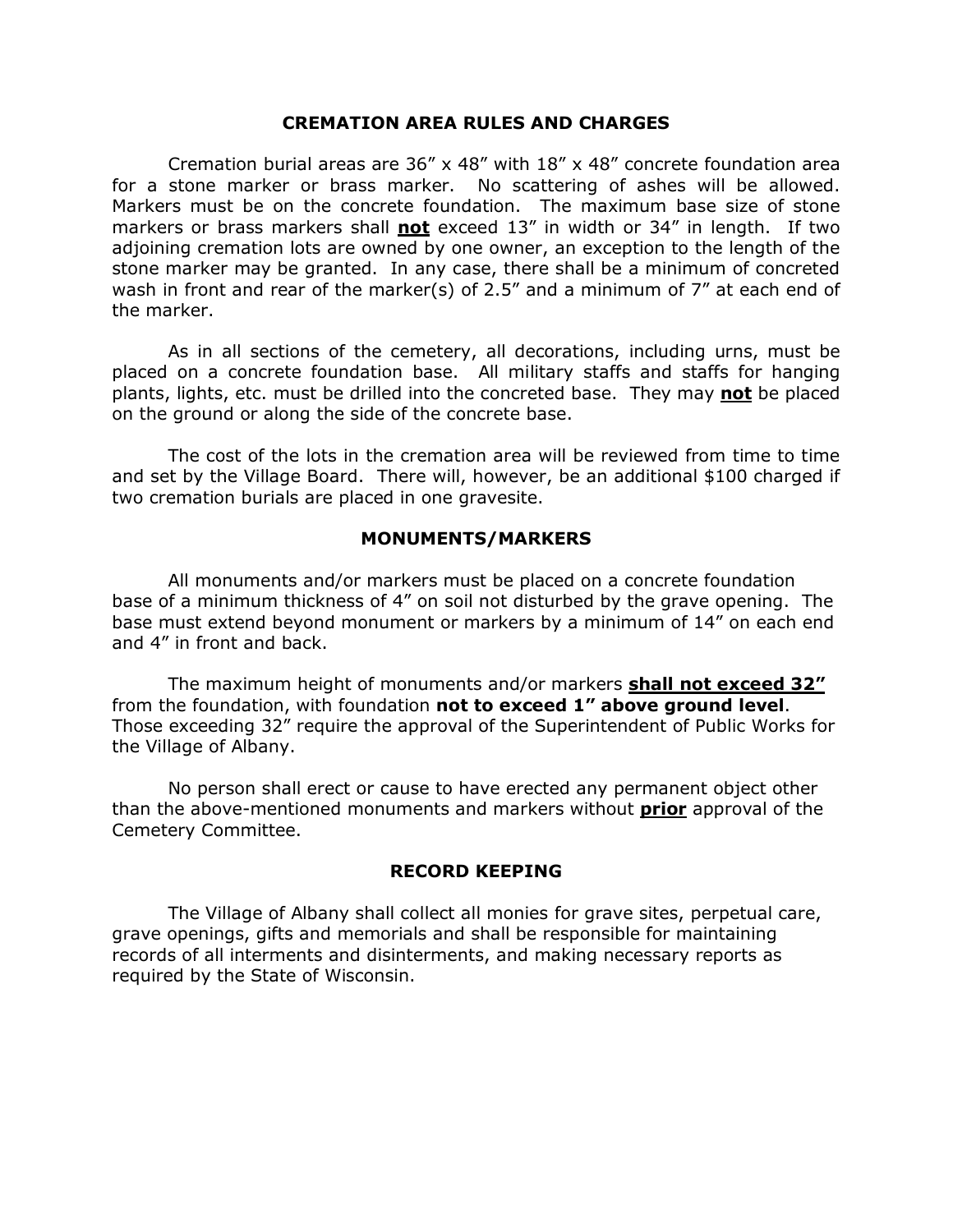## CREMATION AREA RULES AND CHARGES

Cremation burial areas are 36" x 48" with 18" x 48" concrete foundation area for a stone marker or brass marker. No scattering of ashes will be allowed. Markers must be on the concrete foundation. The maximum base size of stone markers or brass markers shall **not** exceed 13" in width or 34" in length. If two adjoining cremation lots are owned by one owner, an exception to the length of the stone marker may be granted. In any case, there shall be a minimum of concreted wash in front and rear of the marker(s) of 2.5" and a minimum of 7" at each end of the marker.

As in all sections of the cemetery, all decorations, including urns, must be placed on a concrete foundation base. All military staffs and staffs for hanging plants, lights, etc. must be drilled into the concreted base. They may **not** be placed on the ground or along the side of the concrete base.

The cost of the lots in the cremation area will be reviewed from time to time and set by the Village Board. There will, however, be an additional $100 charged if two cremation burials are placed in one gravesite.

## MONUMENTS/MARKERS

All monuments and/or markers must be placed on a concrete foundation base of a minimum thickness of 4" on soil not disturbed by the grave opening. The base must extend beyond monument or markers by a minimum of 14" on each end and 4" in front and back.

The maximum height of monuments and/or markers **shall not exceed 32"** from the foundation, with foundation **not to exceed 1" above ground level**. Those exceeding 32" require the approval of the Superintendent of Public Works for the Village of Albany.

No person shall erect or cause to have erected any permanent object other than the above-mentioned monuments and markers without **prior** approval of the Cemetery Committee.

## RECORD KEEPING

The Village of Albany shall collect all monies for grave sites, perpetual care, grave openings, gifts and memorials and shall be responsible for maintaining records of all interments and disinterments, and making necessary reports as required by the State of Wisconsin.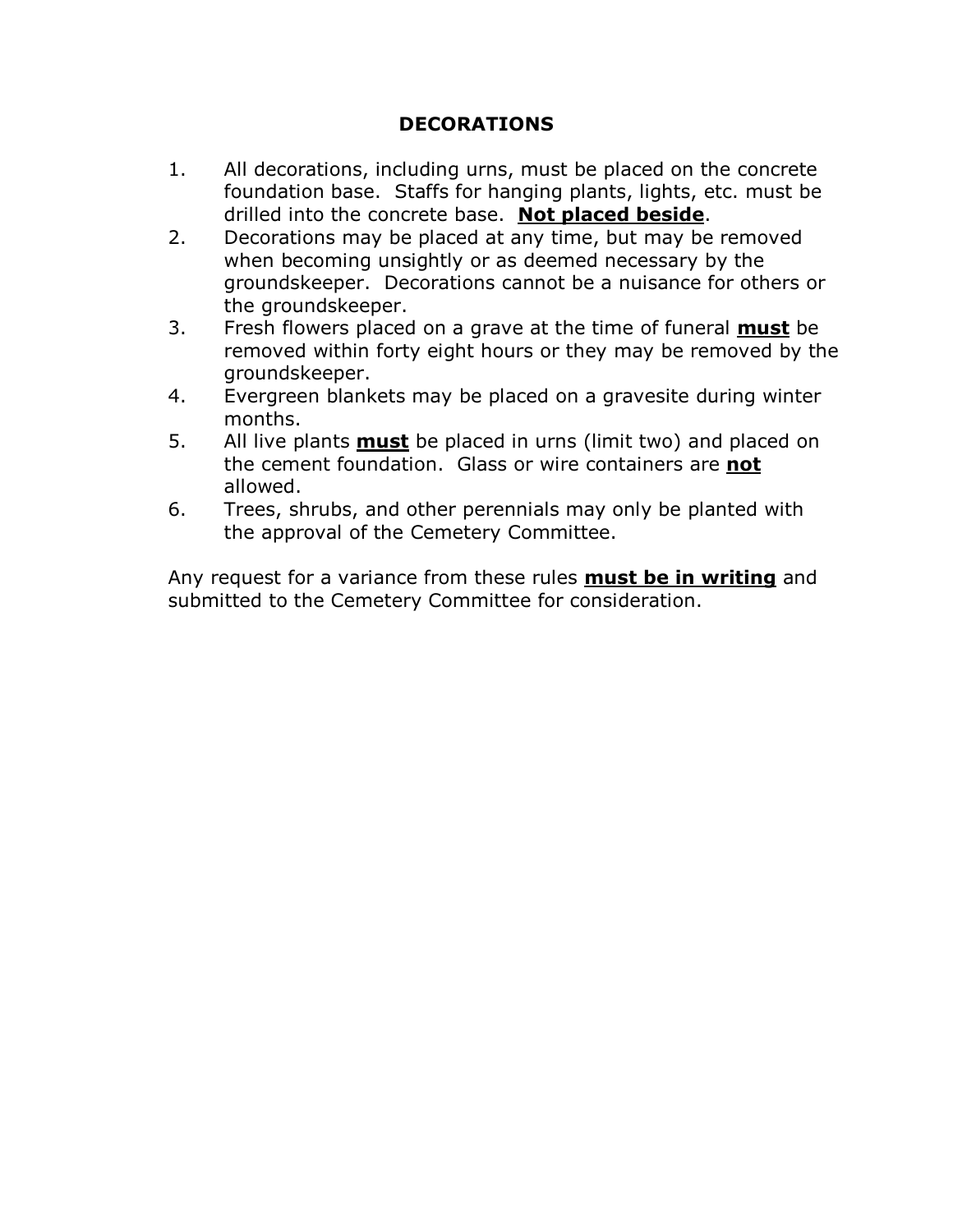## DECORATIONS

1. All decorations, including urns, must be placed on the concrete foundation base. Staffs for hanging plants, lights, etc. must be drilled into the concrete base. **<u>Not placed beside</u>**.
2. Decorations may be placed at any time, but may be removed when becoming unsightly or as deemed necessary by the groundskeeper. Decorations cannot be a nuisance for others or the groundskeeper.
3. Fresh flowers placed on a grave at the time of funeral **<u>must</u>** be removed within forty eight hours or they may be removed by the groundskeeper.
4. Evergreen blankets may be placed on a gravesite during winter months.
5. All live plants **<u>must</u>** be placed in urns (limit two) and placed on the cement foundation. Glass or wire containers are **<u>not</u>** allowed.
6. Trees, shrubs, and other perennials may only be planted with the approval of the Cemetery Committee.

Any request for a variance from these rules **<u>must be in writing</u>** and submitted to the Cemetery Committee for consideration.